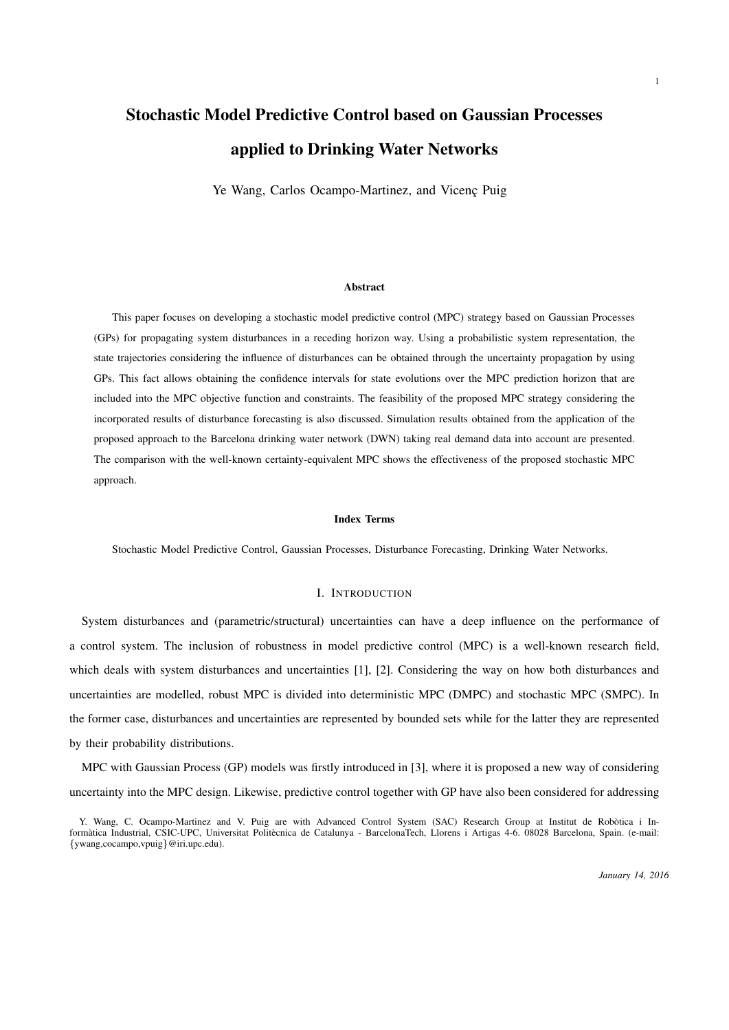# Stochastic Model Predictive Control based on Gaussian Processes applied to Drinking Water Networks

Ye Wang, Carlos Ocampo-Martinez, and Vicenç Puig

### Abstract

This paper focuses on developing a stochastic model predictive control (MPC) strategy based on Gaussian Processes (GPs) for propagating system disturbances in a receding horizon way. Using a probabilistic system representation, the state trajectories considering the influence of disturbances can be obtained through the uncertainty propagation by using GPs. This fact allows obtaining the confidence intervals for state evolutions over the MPC prediction horizon that are included into the MPC objective function and constraints. The feasibility of the proposed MPC strategy considering the incorporated results of disturbance forecasting is also discussed. Simulation results obtained from the application of the proposed approach to the Barcelona drinking water network (DWN) taking real demand data into account are presented. The comparison with the well-known certainty-equivalent MPC shows the effectiveness of the proposed stochastic MPC approach.

### Index Terms

Stochastic Model Predictive Control, Gaussian Processes, Disturbance Forecasting, Drinking Water Networks.

## I. Introduction

System disturbances and (parametric/structural) uncertainties can have a deep influence on the performance of a control system. The inclusion of robustness in model predictive control (MPC) is a well-known research field, which deals with system disturbances and uncertainties [1], [2]. Considering the way on how both disturbances and uncertainties are modelled, robust MPC is divided into deterministic MPC (DMPC) and stochastic MPC (SMPC). In the former case, disturbances and uncertainties are represented by bounded sets while for the latter they are represented by their probability distributions.

MPC with Gaussian Process (GP) models was firstly introduced in [3], where it is proposed a new way of considering uncertainty into the MPC design. Likewise, predictive control together with GP have also been considered for addressing

Y. Wang, C. Ocampo-Martinez and V. Puig are with Advanced Control System (SAC) Research Group at Institut de Robòtica i Informàtica Industrial, CSIC-UPC, Universitat Politècnica de Catalunya - BarcelonaTech, Llorens i Artigas 4-6. 08028 Barcelona, Spain. (e-mail: {ywang,cocampo,vpuig}@iri.upc.edu).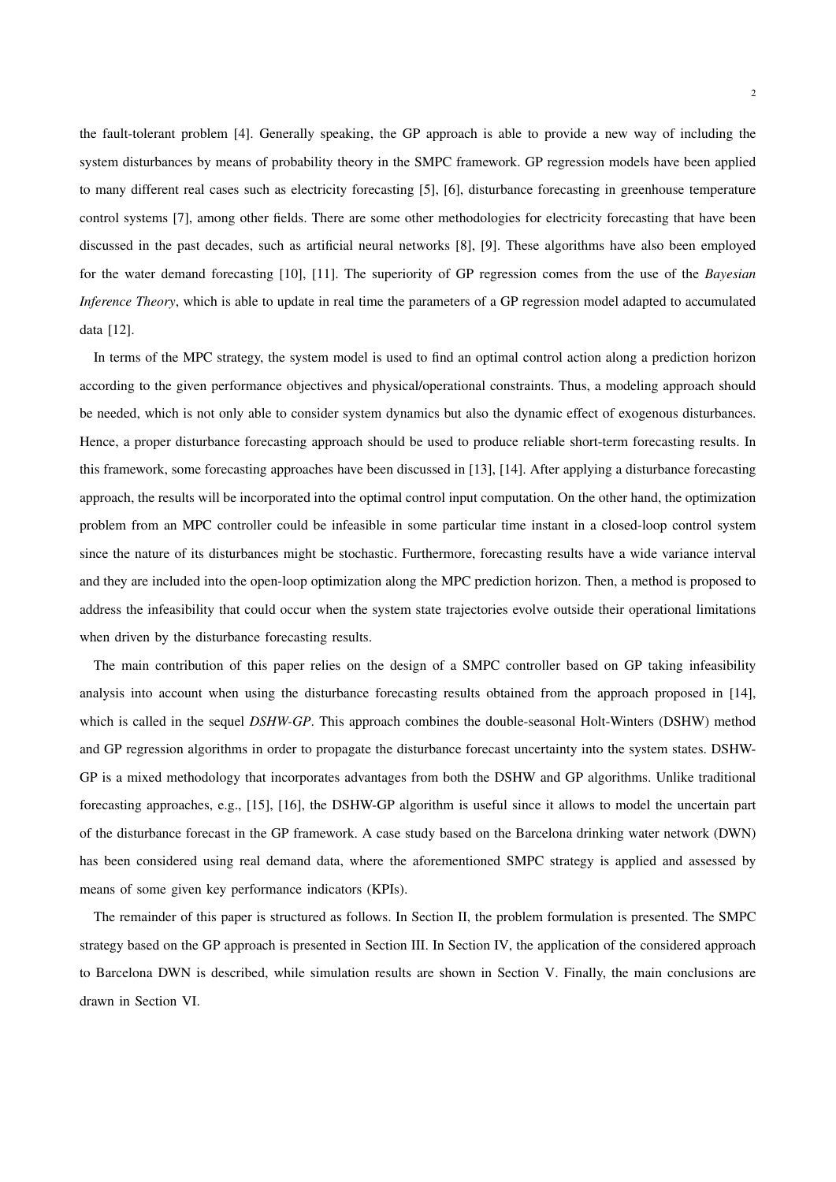the fault-tolerant problem [4]. Generally speaking, the GP approach is able to provide a new way of including the system disturbances by means of probability theory in the SMPC framework. GP regression models have been applied to many different real cases such as electricity forecasting [5], [6], disturbance forecasting in greenhouse temperature control systems [7], among other fields. There are some other methodologies for electricity forecasting that have been discussed in the past decades, such as artificial neural networks [8], [9]. These algorithms have also been employed for the water demand forecasting [10], [11]. The superiority of GP regression comes from the use of the *Bayesian Inference Theory*, which is able to update in real time the parameters of a GP regression model adapted to accumulated data [12].

In terms of the MPC strategy, the system model is used to find an optimal control action along a prediction horizon according to the given performance objectives and physical/operational constraints. Thus, a modeling approach should be needed, which is not only able to consider system dynamics but also the dynamic effect of exogenous disturbances. Hence, a proper disturbance forecasting approach should be used to produce reliable short-term forecasting results. In this framework, some forecasting approaches have been discussed in [13], [14]. After applying a disturbance forecasting approach, the results will be incorporated into the optimal control input computation. On the other hand, the optimization problem from an MPC controller could be infeasible in some particular time instant in a closed-loop control system since the nature of its disturbances might be stochastic. Furthermore, forecasting results have a wide variance interval and they are included into the open-loop optimization along the MPC prediction horizon. Then, a method is proposed to address the infeasibility that could occur when the system state trajectories evolve outside their operational limitations when driven by the disturbance forecasting results.

The main contribution of this paper relies on the design of a SMPC controller based on GP taking infeasibility analysis into account when using the disturbance forecasting results obtained from the approach proposed in [14], which is called in the sequel *DSHW-GP*. This approach combines the double-seasonal Holt-Winters (DSHW) method and GP regression algorithms in order to propagate the disturbance forecast uncertainty into the system states. DSHW-GP is a mixed methodology that incorporates advantages from both the DSHW and GP algorithms. Unlike traditional forecasting approaches, e.g., [15], [16], the DSHW-GP algorithm is useful since it allows to model the uncertain part of the disturbance forecast in the GP framework. A case study based on the Barcelona drinking water network (DWN) has been considered using real demand data, where the aforementioned SMPC strategy is applied and assessed by means of some given key performance indicators (KPIs).

The remainder of this paper is structured as follows. In Section II, the problem formulation is presented. The SMPC strategy based on the GP approach is presented in Section III. In Section IV, the application of the considered approach to Barcelona DWN is described, while simulation results are shown in Section V. Finally, the main conclusions are drawn in Section VI.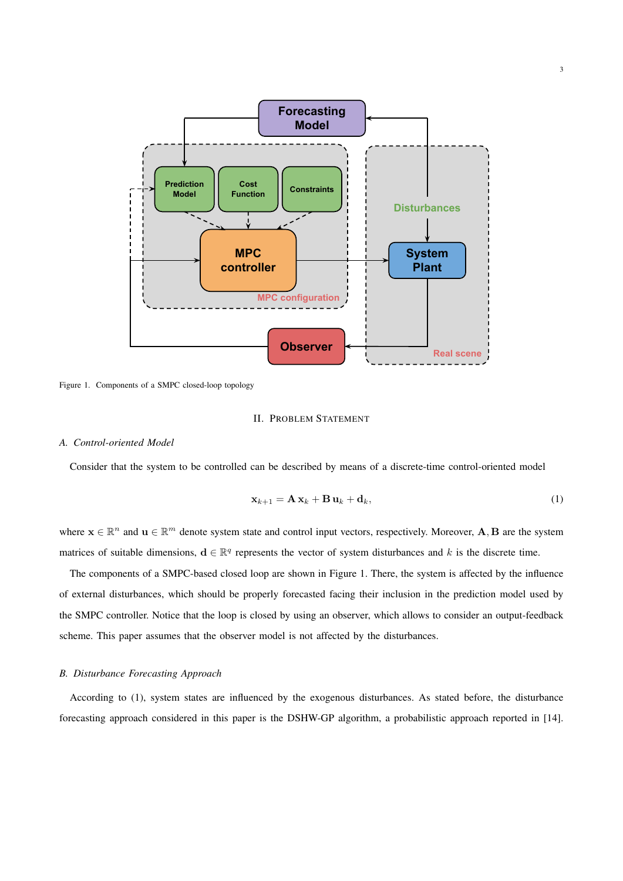Figure 1. Components of a SMPC closed-loop topology

## II. Problem Statement

### A. Control-oriented Model

Consider that the system to be controlled can be described by means of a discrete-time control-oriented model

$$\mathbf{x}_{k+1} = \mathbf{A}\,\mathbf{x}_k + \mathbf{B}\,\mathbf{u}_k + \mathbf{d}_k, \tag{1}$$

where $\mathbf{x} \in \mathbb{R}^n$ and $\mathbf{u} \in \mathbb{R}^m$ denote system state and control input vectors, respectively. Moreover, $\mathbf{A}, \mathbf{B}$ are the system matrices of suitable dimensions, $\mathbf{d} \in \mathbb{R}^q$ represents the vector of system disturbances and $k$ is the discrete time.

The components of a SMPC-based closed loop are shown in Figure 1. There, the system is affected by the influence of external disturbances, which should be properly forecasted facing their inclusion in the prediction model used by the SMPC controller. Notice that the loop is closed by using an observer, which allows to consider an output-feedback scheme. This paper assumes that the observer model is not affected by the disturbances.

### B. Disturbance Forecasting Approach

According to (1), system states are influenced by the exogenous disturbances. As stated before, the disturbance forecasting approach considered in this paper is the DSHW-GP algorithm, a probabilistic approach reported in [14].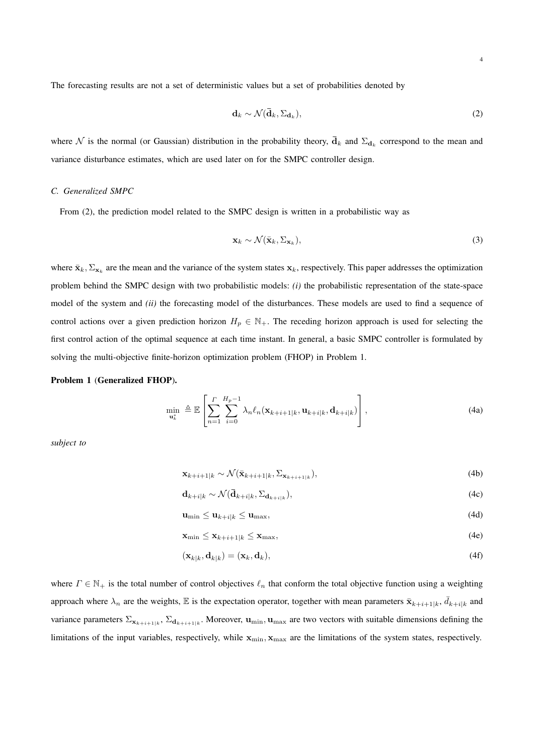The forecasting results are not a set of deterministic values but a set of probabilities denoted by

$$\mathbf{d}_k \sim \mathcal{N}(\bar{\mathbf{d}}_k, \Sigma_{\mathbf{d}_k}), \tag{2}$$

where $\mathcal{N}$ is the normal (or Gaussian) distribution in the probability theory, $\bar{\mathbf{d}}_k$ and $\Sigma_{\mathbf{d}_k}$ correspond to the mean and variance disturbance estimates, which are used later on for the SMPC controller design.

### *C. Generalized SMPC*

From (2), the prediction model related to the SMPC design is written in a probabilistic way as

$$\mathbf{x}_k \sim \mathcal{N}(\bar{\mathbf{x}}_k, \Sigma_{\mathbf{x}_k}), \tag{3}$$

where $\bar{\mathbf{x}}_k, \Sigma_{\mathbf{x}_k}$ are the mean and the variance of the system states $\mathbf{x}_k$, respectively. This paper addresses the optimization problem behind the SMPC design with two probabilistic models: *(i)* the probabilistic representation of the state-space model of the system and *(ii)* the forecasting model of the disturbances. These models are used to find a sequence of control actions over a given prediction horizon $H_p \in \mathbb{N}_+$. The receding horizon approach is used for selecting the first control action of the optimal sequence at each time instant. In general, a basic SMPC controller is formulated by solving the multi-objective finite-horizon optimization problem (FHOP) in Problem 1.

**Problem 1** **(Generalized FHOP).**

$$\min_{\mathbf{u}_k^*} \triangleq \mathbb{E}\left[\sum_{n=1}^{\Gamma}\sum_{i=0}^{H_p-1} \lambda_n \ell_n(\mathbf{x}_{k+i+1|k}, \mathbf{u}_{k+i|k}, \mathbf{d}_{k+i|k})\right], \tag{4a}$$

*subject to*

$$\mathbf{x}_{k+i+1|k} \sim \mathcal{N}(\bar{\mathbf{x}}_{k+i+1|k}, \Sigma_{\mathbf{x}_{k+i+1|k}}), \tag{4b}$$

$$\mathbf{d}_{k+i|k} \sim \mathcal{N}(\bar{\mathbf{d}}_{k+i|k}, \Sigma_{\mathbf{d}_{k+i|k}}), \tag{4c}$$

$$\mathbf{u}_{\min} \leq \mathbf{u}_{k+i|k} \leq \mathbf{u}_{\max}, \tag{4d}$$

$$\mathbf{x}_{\min} \leq \mathbf{x}_{k+i+1|k} \leq \mathbf{x}_{\max}, \tag{4e}$$

$$(\mathbf{x}_{k|k}, \mathbf{d}_{k|k}) = (\mathbf{x}_k, \mathbf{d}_k), \tag{4f}$$

where $\Gamma \in \mathbb{N}_+$ is the total number of control objectives $\ell_n$ that conform the total objective function using a weighting approach where $\lambda_n$ are the weights, $\mathbb{E}$ is the expectation operator, together with mean parameters $\bar{\mathbf{x}}_{k+i+1|k}$, $\bar{d}_{k+i|k}$ and variance parameters $\Sigma_{\mathbf{x}_{k+i+1|k}}$, $\Sigma_{\mathbf{d}_{k+i+1|k}}$. Moreover, $\mathbf{u}_{\min}, \mathbf{u}_{\max}$ are two vectors with suitable dimensions defining the limitations of the input variables, respectively, while $\mathbf{x}_{\min}, \mathbf{x}_{\max}$ are the limitations of the system states, respectively.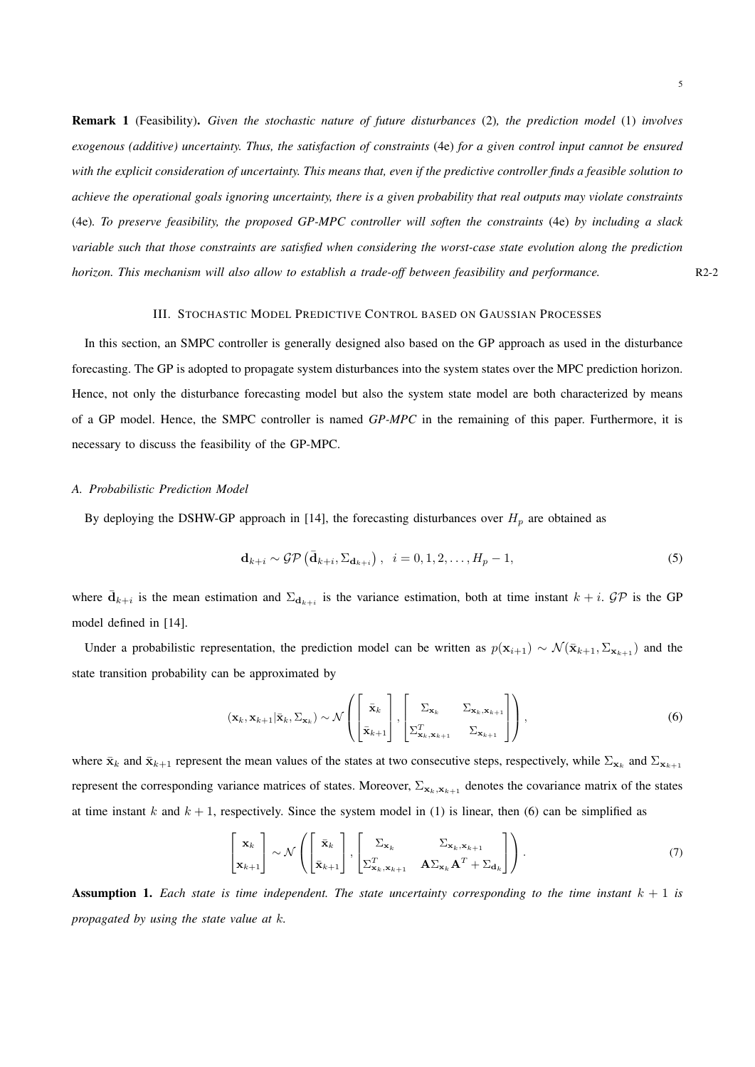**Remark 1** (Feasibility)**.** *Given the stochastic nature of future disturbances* (2)*, the prediction model* (1) *involves exogenous (additive) uncertainty. Thus, the satisfaction of constraints* (4e) *for a given control input cannot be ensured with the explicit consideration of uncertainty. This means that, even if the predictive controller finds a feasible solution to achieve the operational goals ignoring uncertainty, there is a given probability that real outputs may violate constraints* (4e)*. To preserve feasibility, the proposed GP-MPC controller will soften the constraints* (4e) *by including a slack variable such that those constraints are satisfied when considering the worst-case state evolution along the prediction horizon. This mechanism will also allow to establish a trade-off between feasibility and performance.* R2-2

## III. Stochastic Model Predictive Control based on Gaussian Processes

In this section, an SMPC controller is generally designed also based on the GP approach as used in the disturbance forecasting. The GP is adopted to propagate system disturbances into the system states over the MPC prediction horizon. Hence, not only the disturbance forecasting model but also the system state model are both characterized by means of a GP model. Hence, the SMPC controller is named *GP-MPC* in the remaining of this paper. Furthermore, it is necessary to discuss the feasibility of the GP-MPC.

### A. Probabilistic Prediction Model

By deploying the DSHW-GP approach in [14], the forecasting disturbances over $H_p$ are obtained as

$$\mathbf{d}_{k+i} \sim \mathcal{GP}\left(\bar{\mathbf{d}}_{k+i}, \Sigma_{\mathbf{d}_{k+i}}\right), \quad i = 0, 1, 2, \ldots, H_p - 1, \tag{5}$$

where $\bar{\mathbf{d}}_{k+i}$ is the mean estimation and $\Sigma_{\mathbf{d}_{k+i}}$ is the variance estimation, both at time instant $k+i$. $\mathcal{GP}$ is the GP model defined in [14].

Under a probabilistic representation, the prediction model can be written as $p(\mathbf{x}_{i+1}) \sim \mathcal{N}(\bar{\mathbf{x}}_{k+1}, \Sigma_{\mathbf{x}_{k+1}})$ and the state transition probability can be approximated by

$$(\mathbf{x}_k, \mathbf{x}_{k+1} | \bar{\mathbf{x}}_k, \Sigma_{\mathbf{x}_k}) \sim \mathcal{N}\left(\begin{bmatrix} \bar{\mathbf{x}}_k \\ \bar{\mathbf{x}}_{k+1} \end{bmatrix}, \begin{bmatrix} \Sigma_{\mathbf{x}_k} & \Sigma_{\mathbf{x}_k, \mathbf{x}_{k+1}} \\ \Sigma_{\mathbf{x}_k, \mathbf{x}_{k+1}}^T & \Sigma_{\mathbf{x}_{k+1}} \end{bmatrix}\right), \tag{6}$$

where $\bar{\mathbf{x}}_k$ and $\bar{\mathbf{x}}_{k+1}$ represent the mean values of the states at two consecutive steps, respectively, while $\Sigma_{\mathbf{x}_k}$ and $\Sigma_{\mathbf{x}_{k+1}}$ represent the corresponding variance matrices of states. Moreover, $\Sigma_{\mathbf{x}_k, \mathbf{x}_{k+1}}$ denotes the covariance matrix of the states at time instant $k$ and $k+1$, respectively. Since the system model in (1) is linear, then (6) can be simplified as

$$\begin{bmatrix} \mathbf{x}_k \\ \mathbf{x}_{k+1} \end{bmatrix} \sim \mathcal{N}\left(\begin{bmatrix} \bar{\mathbf{x}}_k \\ \bar{\mathbf{x}}_{k+1} \end{bmatrix}, \begin{bmatrix} \Sigma_{\mathbf{x}_k} & \Sigma_{\mathbf{x}_k, \mathbf{x}_{k+1}} \\ \Sigma_{\mathbf{x}_k, \mathbf{x}_{k+1}}^T & \mathbf{A}\Sigma_{\mathbf{x}_k}\mathbf{A}^T + \Sigma_{\mathbf{d}_k} \end{bmatrix}\right). \tag{7}$$

**Assumption 1.** *Each state is time independent. The state uncertainty corresponding to the time instant $k+1$ is propagated by using the state value at $k$.*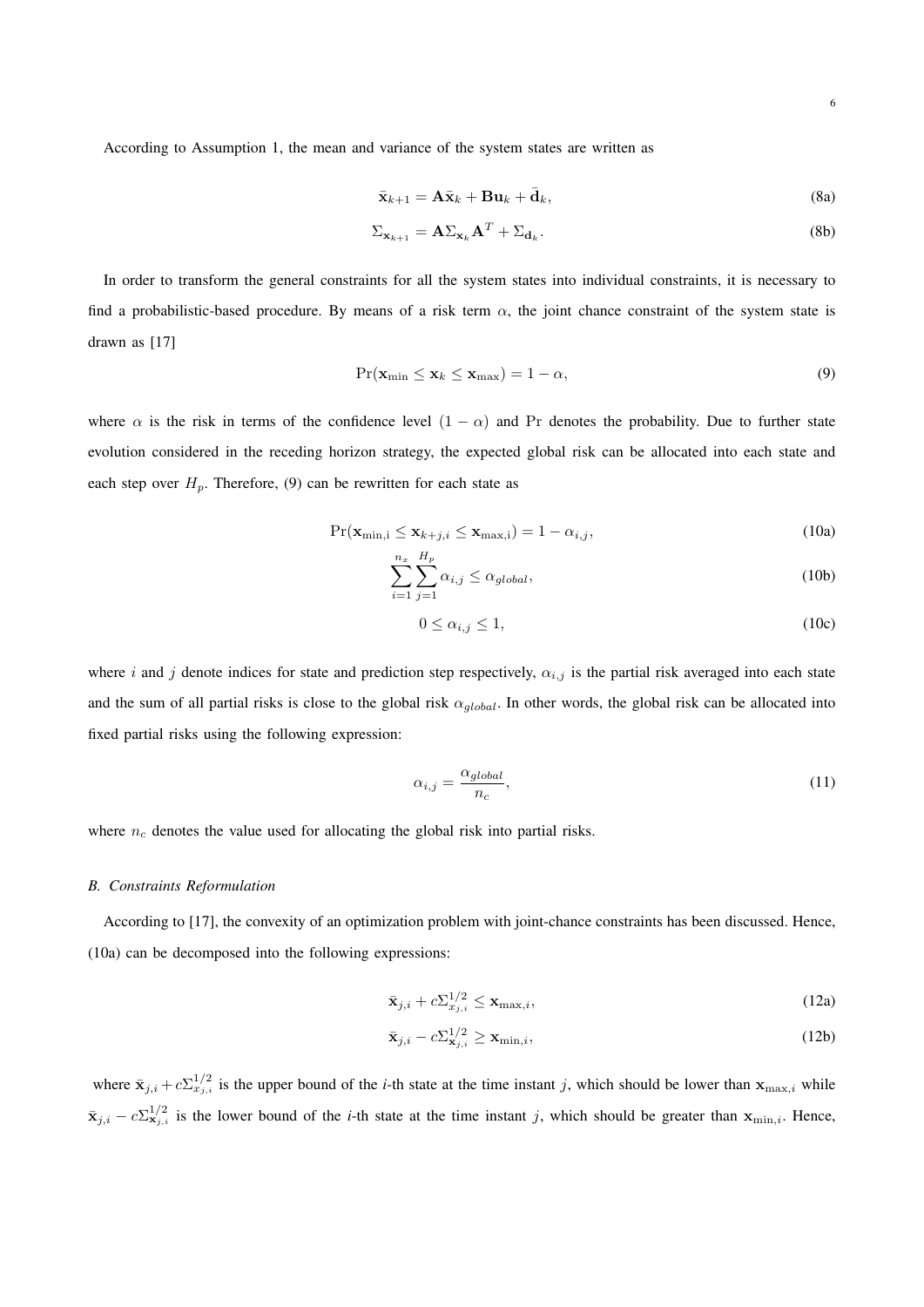According to Assumption 1, the mean and variance of the system states are written as

$$\bar{\mathbf{x}}_{k+1} = \mathbf{A}\bar{\mathbf{x}}_k + \mathbf{B}\mathbf{u}_k + \bar{\mathbf{d}}_k, \tag{8a}$$

$$\Sigma_{\mathbf{x}_{k+1}} = \mathbf{A}\Sigma_{\mathbf{x}_k}\mathbf{A}^T + \Sigma_{\mathbf{d}_k}. \tag{8b}$$

In order to transform the general constraints for all the system states into individual constraints, it is necessary to find a probabilistic-based procedure. By means of a risk term $\alpha$, the joint chance constraint of the system state is drawn as [17]

$$\Pr(\mathbf{x}_{\min} \leq \mathbf{x}_k \leq \mathbf{x}_{\max}) = 1 - \alpha, \tag{9}$$

where $\alpha$ is the risk in terms of the confidence level $(1 - \alpha)$ and $\Pr$ denotes the probability. Due to further state evolution considered in the receding horizon strategy, the expected global risk can be allocated into each state and each step over $H_p$. Therefore, (9) can be rewritten for each state as

$$\Pr(\mathbf{x}_{\min,\mathrm{i}} \leq \mathbf{x}_{k+j,i} \leq \mathbf{x}_{\max,\mathrm{i}}) = 1 - \alpha_{i,j}, \tag{10a}$$

$$\sum_{i=1}^{n_x}\sum_{j=1}^{H_p} \alpha_{i,j} \leq \alpha_{global}, \tag{10b}$$

$$0 \leq \alpha_{i,j} \leq 1, \tag{10c}$$

where $i$ and $j$ denote indices for state and prediction step respectively, $\alpha_{i,j}$ is the partial risk averaged into each state and the sum of all partial risks is close to the global risk $\alpha_{global}$. In other words, the global risk can be allocated into fixed partial risks using the following expression:

$$\alpha_{i,j} = \frac{\alpha_{global}}{n_c}, \tag{11}$$

where $n_c$ denotes the value used for allocating the global risk into partial risks.

### *B. Constraints Reformulation*

According to [17], the convexity of an optimization problem with joint-chance constraints has been discussed. Hence, (10a) can be decomposed into the following expressions:

$$\bar{\mathbf{x}}_{j,i} + c\Sigma_{x_{j,i}}^{1/2} \leq \mathbf{x}_{\max,i}, \tag{12a}$$

$$\bar{\mathbf{x}}_{j,i} - c\Sigma_{\mathbf{x}_{j,i}}^{1/2} \geq \mathbf{x}_{\min,i}, \tag{12b}$$

where $\bar{\mathbf{x}}_{j,i} + c\Sigma_{x_{j,i}}^{1/2}$ is the upper bound of the *i*-th state at the time instant $j$, which should be lower than $\mathbf{x}_{\max,i}$ while $\bar{\mathbf{x}}_{j,i} - c\Sigma_{\mathbf{x}_{j,i}}^{1/2}$ is the lower bound of the *i*-th state at the time instant $j$, which should be greater than $\mathbf{x}_{\min,i}$. Hence,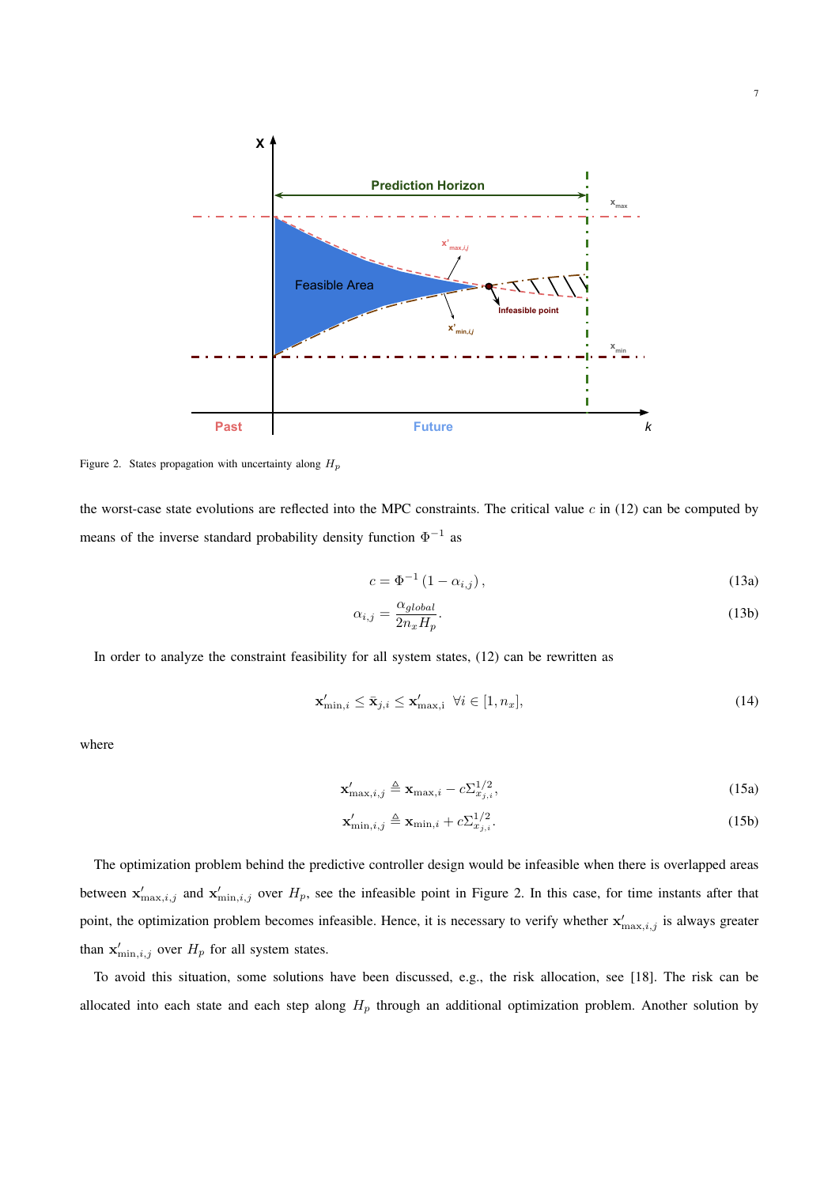Figure 2. States propagation with uncertainty along $H_p$

the worst-case state evolutions are reflected into the MPC constraints. The critical value $c$ in (12) can be computed by means of the inverse standard probability density function $\Phi^{-1}$ as

$$c = \Phi^{-1}\left(1 - \alpha_{i,j}\right), \tag{13a}$$

$$\alpha_{i,j} = \frac{\alpha_{global}}{2n_x H_p}. \tag{13b}$$

In order to analyze the constraint feasibility for all system states, (12) can be rewritten as

$$\mathbf{x}'_{\text{min},i} \leq \bar{\mathbf{x}}_{j,i} \leq \mathbf{x}'_{\text{max,i}} \;\; \forall i \in [1, n_x], \tag{14}$$

where

$$\mathbf{x}'_{\text{max},i,j} \triangleq \mathbf{x}_{\text{max},i} - c\Sigma^{1/2}_{x_{j,i}}, \tag{15a}$$

$$\mathbf{x}'_{\text{min},i,j} \triangleq \mathbf{x}_{\text{min},i} + c\Sigma^{1/2}_{x_{j,i}}. \tag{15b}$$

The optimization problem behind the predictive controller design would be infeasible when there is overlapped areas between $\mathbf{x}'_{\text{max},i,j}$ and $\mathbf{x}'_{\text{min},i,j}$ over $H_p$, see the infeasible point in Figure 2. In this case, for time instants after that point, the optimization problem becomes infeasible. Hence, it is necessary to verify whether $\mathbf{x}'_{\text{max},i,j}$ is always greater than $\mathbf{x}'_{\text{min},i,j}$ over $H_p$ for all system states.

To avoid this situation, some solutions have been discussed, e.g., the risk allocation, see [18]. The risk can be allocated into each state and each step along $H_p$ through an additional optimization problem. Another solution by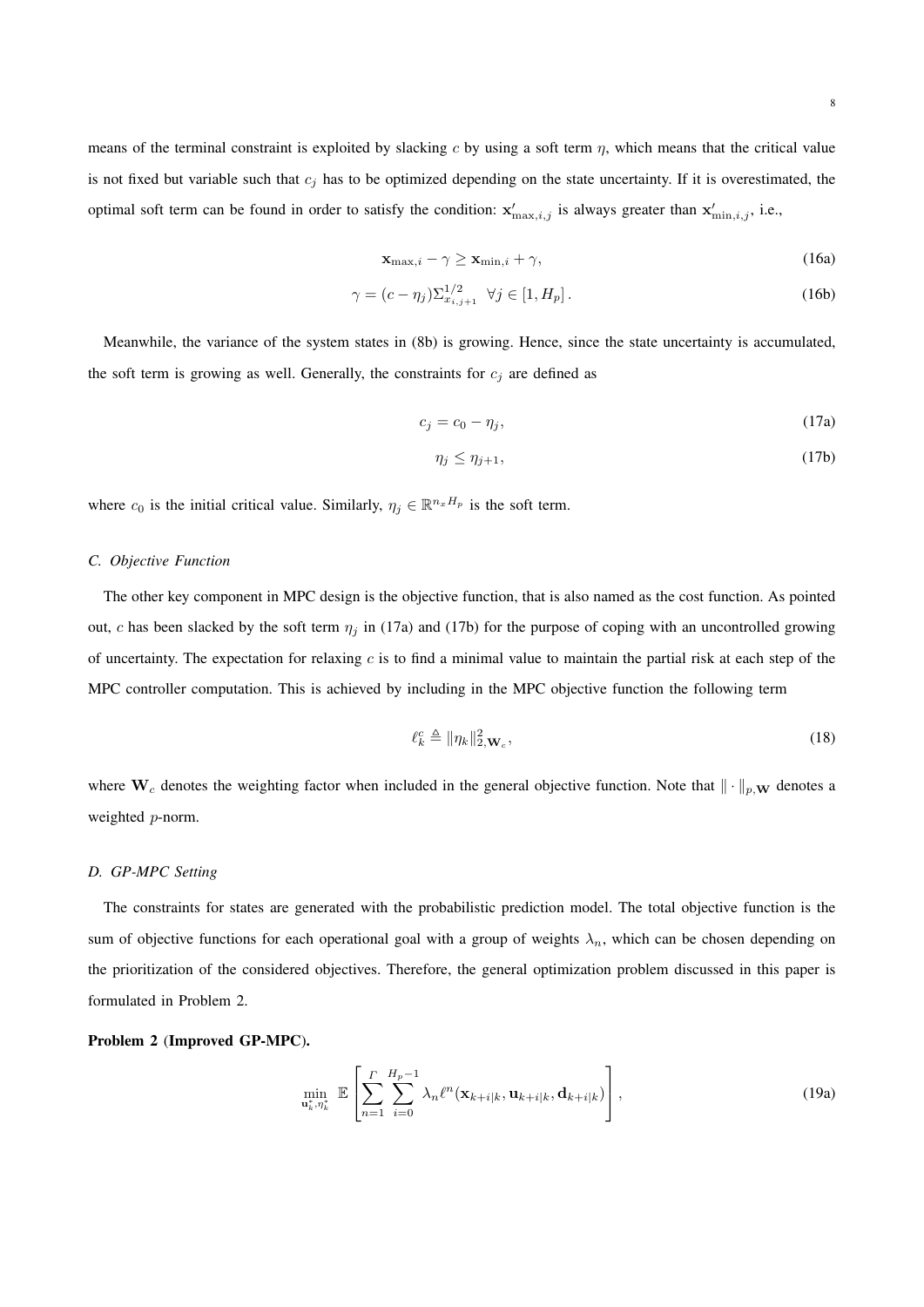means of the terminal constraint is exploited by slacking $c$ by using a soft term $\eta$, which means that the critical value is not fixed but variable such that $c_j$ has to be optimized depending on the state uncertainty. If it is overestimated, the optimal soft term can be found in order to satisfy the condition: $\mathbf{x}'_{\max,i,j}$ is always greater than $\mathbf{x}'_{\min,i,j}$, i.e.,

$$\mathbf{x}_{\max,i} - \gamma \geq \mathbf{x}_{\min,i} + \gamma, \tag{16a}$$

$$\gamma = (c - \eta_j)\Sigma_{x_{i,j+1}}^{1/2} \quad \forall j \in [1, H_p]\,. \tag{16b}$$

Meanwhile, the variance of the system states in (8b) is growing. Hence, since the state uncertainty is accumulated, the soft term is growing as well. Generally, the constraints for $c_j$ are defined as

$$c_j = c_0 - \eta_j, \tag{17a}$$

$$\eta_j \leq \eta_{j+1}, \tag{17b}$$

where $c_0$ is the initial critical value. Similarly, $\eta_j \in \mathbb{R}^{n_x H_p}$ is the soft term.

### C. Objective Function

The other key component in MPC design is the objective function, that is also named as the cost function. As pointed out, $c$ has been slacked by the soft term $\eta_j$ in (17a) and (17b) for the purpose of coping with an uncontrolled growing of uncertainty. The expectation for relaxing $c$ is to find a minimal value to maintain the partial risk at each step of the MPC controller computation. This is achieved by including in the MPC objective function the following term

$$\ell_k^c \triangleq \|\eta_k\|_{2,\mathbf{W}_c}^2, \tag{18}$$

where $\mathbf{W}_c$ denotes the weighting factor when included in the general objective function. Note that $\|\cdot\|_{p,\mathbf{W}}$ denotes a weighted $p$-norm.

### D. GP-MPC Setting

The constraints for states are generated with the probabilistic prediction model. The total objective function is the sum of objective functions for each operational goal with a group of weights $\lambda_n$, which can be chosen depending on the prioritization of the considered objectives. Therefore, the general optimization problem discussed in this paper is formulated in Problem 2.

**Problem 2 (Improved GP-MPC).**

$$\min_{\mathbf{u}_k^*, \eta_k^*} \; \mathbb{E}\left[\sum_{n=1}^{\Gamma} \sum_{i=0}^{H_p-1} \lambda_n \ell^n(\mathbf{x}_{k+i|k}, \mathbf{u}_{k+i|k}, \mathbf{d}_{k+i|k})\right], \tag{19a}$$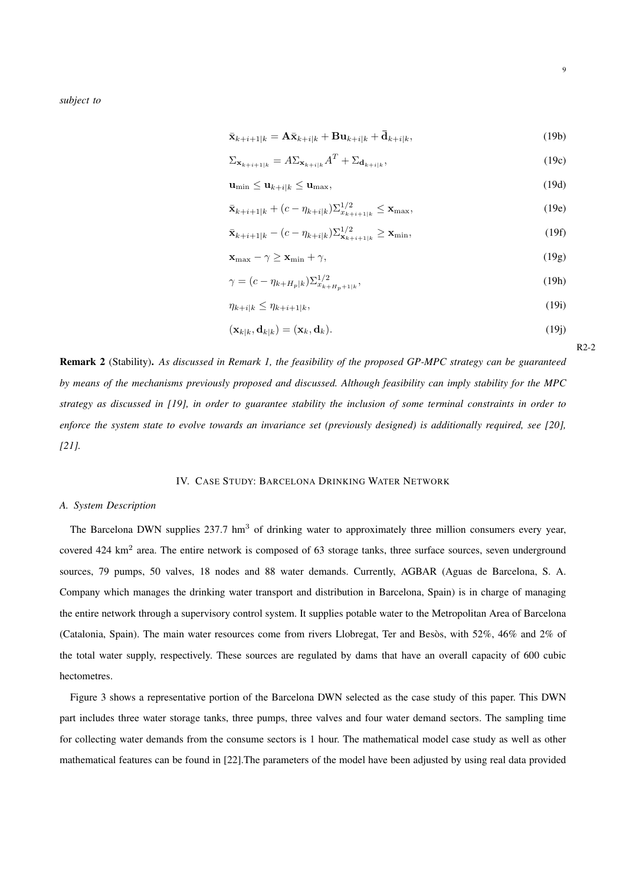*subject to*

$$\bar{\mathbf{x}}_{k+i+1|k} = \mathbf{A}\bar{\mathbf{x}}_{k+i|k} + \mathbf{B}\mathbf{u}_{k+i|k} + \bar{\mathbf{d}}_{k+i|k}, \tag{19b}$$

$$\Sigma_{\mathbf{x}_{k+i+1|k}} = A\Sigma_{\mathbf{x}_{k+i|k}}A^T + \Sigma_{\mathbf{d}_{k+i|k}}, \tag{19c}$$

$$\mathbf{u}_{\min} \leq \mathbf{u}_{k+i|k} \leq \mathbf{u}_{\max}, \tag{19d}$$

$$\bar{\mathbf{x}}_{k+i+1|k} + (c - \eta_{k+i|k})\Sigma^{1/2}_{x_{k+i+1|k}} \leq \mathbf{x}_{\max}, \tag{19e}$$

$$\bar{\mathbf{x}}_{k+i+1|k} - (c - \eta_{k+i|k})\Sigma^{1/2}_{\mathbf{x}_{k+i+1|k}} \geq \mathbf{x}_{\min}, \tag{19f}$$

$$\mathbf{x}_{\max} - \gamma \geq \mathbf{x}_{\min} + \gamma, \tag{19g}$$

$$\gamma = (c - \eta_{k+H_p|k})\Sigma^{1/2}_{x_{k+H_p+1|k}}, \tag{19h}$$

$$\eta_{k+i|k} \leq \eta_{k+i+1|k}, \tag{19i}$$

$$(\mathbf{x}_{k|k}, \mathbf{d}_{k|k}) = (\mathbf{x}_k, \mathbf{d}_k). \tag{19j}$$

R2-2

**Remark 2** (Stability)**.** *As discussed in Remark 1, the feasibility of the proposed GP-MPC strategy can be guaranteed by means of the mechanisms previously proposed and discussed. Although feasibility can imply stability for the MPC strategy as discussed in [19], in order to guarantee stability the inclusion of some terminal constraints in order to enforce the system state to evolve towards an invariance set (previously designed) is additionally required, see [20], [21].*

## IV. Case Study: Barcelona Drinking Water Network

### *A. System Description*

The Barcelona DWN supplies 237.7 $hm^3$ of drinking water to approximately three million consumers every year, covered 424 $km^2$ area. The entire network is composed of 63 storage tanks, three surface sources, seven underground sources, 79 pumps, 50 valves, 18 nodes and 88 water demands. Currently, AGBAR (Aguas de Barcelona, S. A. Company which manages the drinking water transport and distribution in Barcelona, Spain) is in charge of managing the entire network through a supervisory control system. It supplies potable water to the Metropolitan Area of Barcelona (Catalonia, Spain). The main water resources come from rivers Llobregat, Ter and Besòs, with 52%, 46% and 2% of the total water supply, respectively. These sources are regulated by dams that have an overall capacity of 600 cubic hectometres.

Figure 3 shows a representative portion of the Barcelona DWN selected as the case study of this paper. This DWN part includes three water storage tanks, three pumps, three valves and four water demand sectors. The sampling time for collecting water demands from the consume sectors is 1 hour. The mathematical model case study as well as other mathematical features can be found in [22].The parameters of the model have been adjusted by using real data provided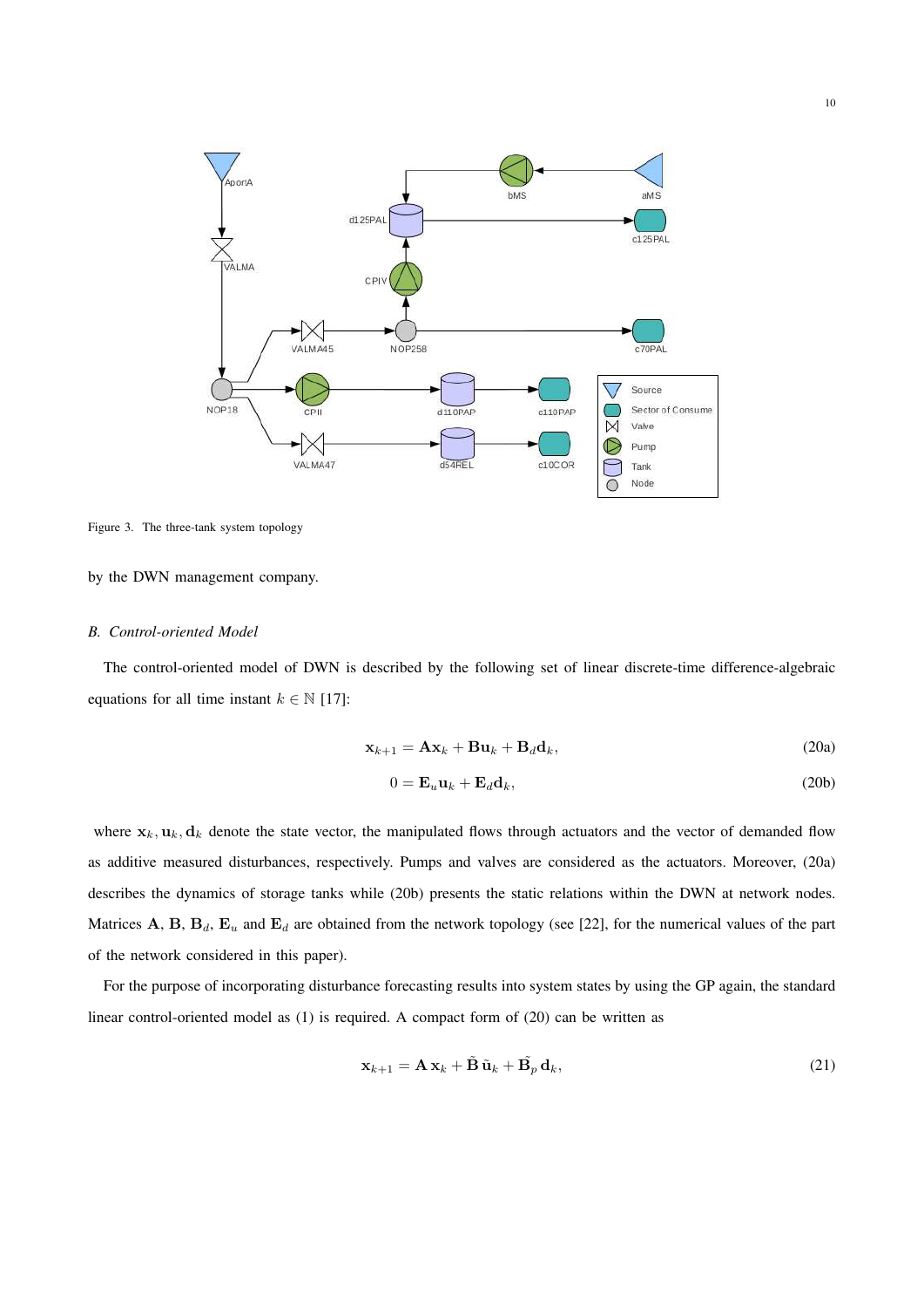Figure 3. The three-tank system topology

by the DWN management company.

### *B. Control-oriented Model*

The control-oriented model of DWN is described by the following set of linear discrete-time difference-algebraic equations for all time instant $k \in \mathbb{N}$ [17]:

$$\mathbf{x}_{k+1} = \mathbf{A}\mathbf{x}_k + \mathbf{B}\mathbf{u}_k + \mathbf{B}_d\mathbf{d}_k, \tag{20a}$$

$$0 = \mathbf{E}_u\mathbf{u}_k + \mathbf{E}_d\mathbf{d}_k, \tag{20b}$$

where $\mathbf{x}_k, \mathbf{u}_k, \mathbf{d}_k$ denote the state vector, the manipulated flows through actuators and the vector of demanded flow as additive measured disturbances, respectively. Pumps and valves are considered as the actuators. Moreover, (20a) describes the dynamics of storage tanks while (20b) presents the static relations within the DWN at network nodes. Matrices $\mathbf{A}$, $\mathbf{B}$, $\mathbf{B}_d$, $\mathbf{E}_u$ and $\mathbf{E}_d$ are obtained from the network topology (see [22], for the numerical values of the part of the network considered in this paper).

For the purpose of incorporating disturbance forecasting results into system states by using the GP again, the standard linear control-oriented model as (1) is required. A compact form of (20) can be written as

$$\mathbf{x}_{k+1} = \mathbf{A}\,\mathbf{x}_k + \tilde{\mathbf{B}}\,\tilde{\mathbf{u}}_k + \tilde{\mathbf{B}}_p\,\mathbf{d}_k, \tag{21}$$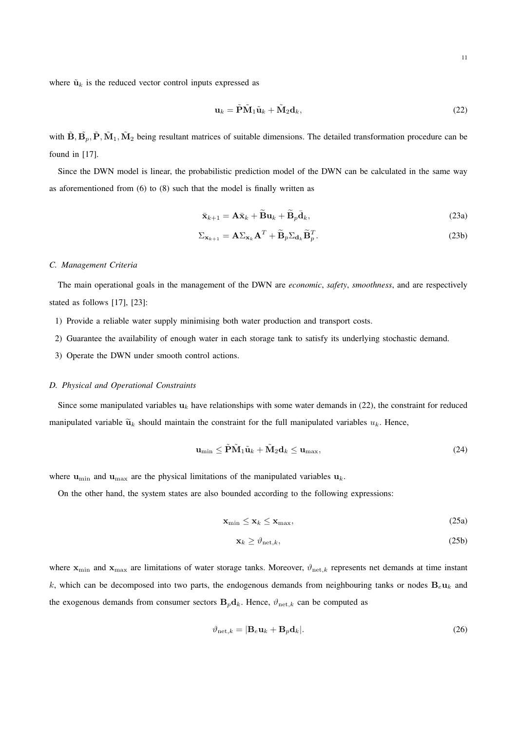where $\tilde{\mathbf{u}}_k$ is the reduced vector control inputs expressed as

$$\mathbf{u}_k = \tilde{\mathbf{P}}\tilde{\mathbf{M}}_1\tilde{\mathbf{u}}_k + \tilde{\mathbf{M}}_2\mathbf{d}_k, \tag{22}$$

with $\tilde{\mathbf{B}}, \tilde{\mathbf{B}_p}, \tilde{\mathbf{P}}, \tilde{\mathbf{M}}_1, \tilde{\mathbf{M}}_2$ being resultant matrices of suitable dimensions. The detailed transformation procedure can be found in [17].

Since the DWN model is linear, the probabilistic prediction model of the DWN can be calculated in the same way as aforementioned from (6) to (8) such that the model is finally written as

$$\bar{\mathbf{x}}_{k+1} = \mathbf{A}\bar{\mathbf{x}}_k + \widetilde{\mathbf{B}}\mathbf{u}_k + \widetilde{\mathbf{B}}_p\bar{\mathbf{d}}_k, \tag{23a}$$

$$\Sigma_{\mathbf{x}_{k+1}} = \mathbf{A}\Sigma_{\mathbf{x}_k}\mathbf{A}^T + \widetilde{\mathbf{B}}_p\Sigma_{\mathbf{d}_k}\widetilde{\mathbf{B}}_p^T. \tag{23b}$$

### C. Management Criteria

The main operational goals in the management of the DWN are *economic*, *safety*, *smoothness*, and are respectively stated as follows [17], [23]:

1) Provide a reliable water supply minimising both water production and transport costs.
2) Guarantee the availability of enough water in each storage tank to satisfy its underlying stochastic demand.
3) Operate the DWN under smooth control actions.

### D. Physical and Operational Constraints

Since some manipulated variables $\mathbf{u}_k$ have relationships with some water demands in (22), the constraint for reduced manipulated variable $\widetilde{\mathbf{u}}_k$ should maintain the constraint for the full manipulated variables $u_k$. Hence,

$$\mathbf{u}_{\min} \leq \tilde{\mathbf{P}}\tilde{\mathbf{M}}_1\tilde{\mathbf{u}}_k + \tilde{\mathbf{M}}_2\mathbf{d}_k \leq \mathbf{u}_{\max}, \tag{24}$$

where $\mathbf{u}_{\min}$ and $\mathbf{u}_{\max}$ are the physical limitations of the manipulated variables $\mathbf{u}_k$.

On the other hand, the system states are also bounded according to the following expressions:

$$\mathbf{x}_{\min} \leq \mathbf{x}_k \leq \mathbf{x}_{\max}, \tag{25a}$$

$$\mathbf{x}_k \geq \vartheta_{\text{net},k}, \tag{25b}$$

where $\mathbf{x}_{\min}$ and $\mathbf{x}_{\max}$ are limitations of water storage tanks. Moreover, $\vartheta_{\text{net},k}$ represents net demands at time instant $k$, which can be decomposed into two parts, the endogenous demands from neighbouring tanks or nodes $\mathbf{B}_e\mathbf{u}_k$ and the exogenous demands from consumer sectors $\mathbf{B}_p\mathbf{d}_k$. Hence, $\vartheta_{\text{net},k}$ can be computed as

$$\vartheta_{\text{net},k} = |\mathbf{B}_e\mathbf{u}_k + \mathbf{B}_p\mathbf{d}_k|. \tag{26}$$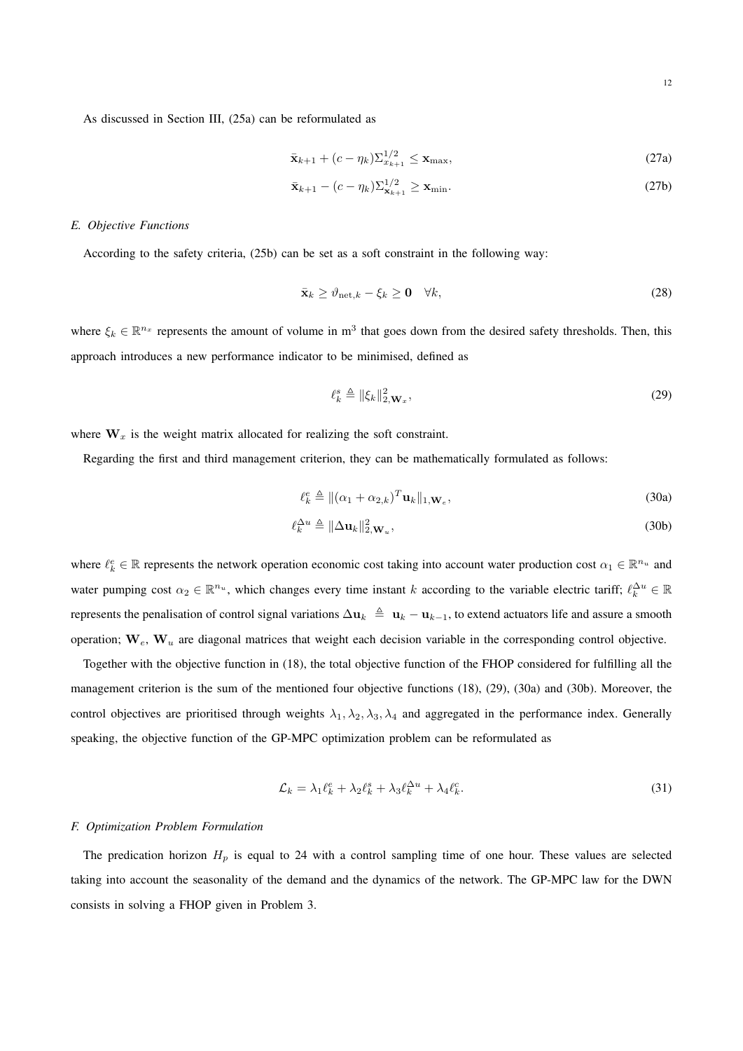As discussed in Section III, (25a) can be reformulated as

$$\bar{\mathbf{x}}_{k+1} + (c - \eta_k)\Sigma_{x_{k+1}}^{1/2} \leq \mathbf{x}_{\max}, \tag{27a}$$

$$\bar{\mathbf{x}}_{k+1} - (c - \eta_k)\Sigma_{\mathbf{x}_{k+1}}^{1/2} \geq \mathbf{x}_{\min}. \tag{27b}$$

### *E. Objective Functions*

According to the safety criteria, (25b) can be set as a soft constraint in the following way:

$$\bar{\mathbf{x}}_k \geq \vartheta_{\text{net},k} - \xi_k \geq \mathbf{0} \quad \forall k, \tag{28}$$

where $\xi_k \in \mathbb{R}^{n_x}$ represents the amount of volume in $\text{m}^3$ that goes down from the desired safety thresholds. Then, this approach introduces a new performance indicator to be minimised, defined as

$$\ell_k^s \triangleq \|\xi_k\|_{2,\mathbf{W}_x}^2, \tag{29}$$

where $\mathbf{W}_x$ is the weight matrix allocated for realizing the soft constraint.

Regarding the first and third management criterion, they can be mathematically formulated as follows:

$$\ell_k^e \triangleq \|(\alpha_1 + \alpha_{2,k})^T \mathbf{u}_k\|_{1,\mathbf{W}_e}, \tag{30a}$$

$$\ell_k^{\Delta u} \triangleq \|\Delta \mathbf{u}_k\|_{2,\mathbf{W}_u}^2, \tag{30b}$$

where $\ell_k^e \in \mathbb{R}$ represents the network operation economic cost taking into account water production cost $\alpha_1 \in \mathbb{R}^{n_u}$ and water pumping cost $\alpha_2 \in \mathbb{R}^{n_u}$, which changes every time instant $k$ according to the variable electric tariff; $\ell_k^{\Delta u} \in \mathbb{R}$ represents the penalisation of control signal variations $\Delta \mathbf{u}_k \triangleq \mathbf{u}_k - \mathbf{u}_{k-1}$, to extend actuators life and assure a smooth operation; $\mathbf{W}_e$, $\mathbf{W}_u$ are diagonal matrices that weight each decision variable in the corresponding control objective.

Together with the objective function in (18), the total objective function of the FHOP considered for fulfilling all the management criterion is the sum of the mentioned four objective functions (18), (29), (30a) and (30b). Moreover, the control objectives are prioritised through weights $\lambda_1, \lambda_2, \lambda_3, \lambda_4$ and aggregated in the performance index. Generally speaking, the objective function of the GP-MPC optimization problem can be reformulated as

$$\mathcal{L}_k = \lambda_1 \ell_k^e + \lambda_2 \ell_k^s + \lambda_3 \ell_k^{\Delta u} + \lambda_4 \ell_k^c. \tag{31}$$

### *F. Optimization Problem Formulation*

The predication horizon $H_p$ is equal to 24 with a control sampling time of one hour. These values are selected taking into account the seasonality of the demand and the dynamics of the network. The GP-MPC law for the DWN consists in solving a FHOP given in Problem 3.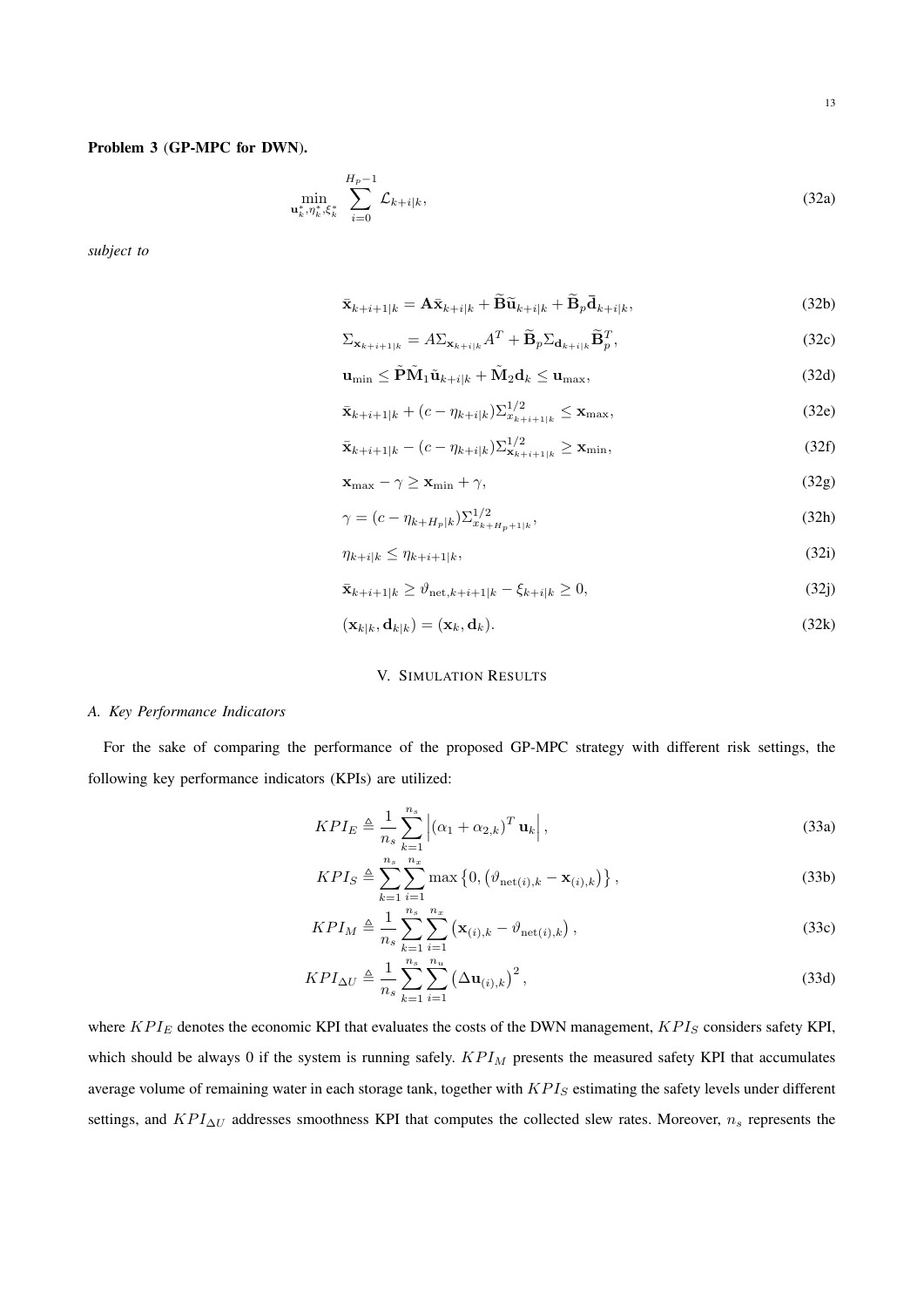**Problem 3** **(GP-MPC for DWN).**

$$\min_{\mathbf{u}_k^*, \eta_k^*, \xi_k^*} \sum_{i=0}^{H_p-1} \mathcal{L}_{k+i|k}, \tag{32a}$$

*subject to*

$$\bar{\mathbf{x}}_{k+i+1|k} = \mathbf{A}\bar{\mathbf{x}}_{k+i|k} + \widetilde{\mathbf{B}}\widetilde{\mathbf{u}}_{k+i|k} + \widetilde{\mathbf{B}}_p \bar{\mathbf{d}}_{k+i|k}, \tag{32b}$$

$$\Sigma_{\mathbf{x}_{k+i+1|k}} = A\Sigma_{\mathbf{x}_{k+i|k}} A^T + \widetilde{\mathbf{B}}_p \Sigma_{\mathbf{d}_{k+i|k}} \widetilde{\mathbf{B}}_p^T, \tag{32c}$$

$$\mathbf{u}_{\min} \leq \tilde{\mathbf{P}}\tilde{\mathbf{M}}_1 \tilde{\mathbf{u}}_{k+i|k} + \tilde{\mathbf{M}}_2 \mathbf{d}_k \leq \mathbf{u}_{\max}, \tag{32d}$$

$$\bar{\mathbf{x}}_{k+i+1|k} + (c - \eta_{k+i|k})\Sigma^{1/2}_{x_{k+i+1|k}} \leq \mathbf{x}_{\max}, \tag{32e}$$

$$\bar{\mathbf{x}}_{k+i+1|k} - (c - \eta_{k+i|k})\Sigma^{1/2}_{\mathbf{x}_{k+i+1|k}} \geq \mathbf{x}_{\min}, \tag{32f}$$

$$\mathbf{x}_{\max} - \gamma \geq \mathbf{x}_{\min} + \gamma, \tag{32g}$$

$$\gamma = (c - \eta_{k+H_p|k})\Sigma^{1/2}_{x_{k+H_p+1|k}}, \tag{32h}$$

$$\eta_{k+i|k} \leq \eta_{k+i+1|k}, \tag{32i}$$

$$\bar{\mathbf{x}}_{k+i+1|k} \geq \vartheta_{\text{net},k+i+1|k} - \xi_{k+i|k} \geq 0, \tag{32j}$$

$$(\mathbf{x}_{k|k}, \mathbf{d}_{k|k}) = (\mathbf{x}_k, \mathbf{d}_k). \tag{32k}$$

## V. Simulation Results

### *A. Key Performance Indicators*

For the sake of comparing the performance of the proposed GP-MPC strategy with different risk settings, the following key performance indicators (KPIs) are utilized:

$$KPI_E \triangleq \frac{1}{n_s} \sum_{k=1}^{n_s} \left| (\alpha_1 + \alpha_{2,k})^T \mathbf{u}_k \right|, \tag{33a}$$

$$KPI_S \triangleq \sum_{k=1}^{n_s} \sum_{i=1}^{n_x} \max \left\{ 0, \left( \vartheta_{\text{net}(i),k} - \mathbf{x}_{(i),k} \right) \right\}, \tag{33b}$$

$$KPI_M \triangleq \frac{1}{n_s} \sum_{k=1}^{n_s} \sum_{i=1}^{n_x} \left( \mathbf{x}_{(i),k} - \vartheta_{\text{net}(i),k} \right), \tag{33c}$$

$$KPI_{\Delta U} \triangleq \frac{1}{n_s} \sum_{k=1}^{n_s} \sum_{i=1}^{n_u} \left( \Delta \mathbf{u}_{(i),k} \right)^2, \tag{33d}$$

where $KPI_E$ denotes the economic KPI that evaluates the costs of the DWN management, $KPI_S$ considers safety KPI, which should be always 0 if the system is running safely. $KPI_M$ presents the measured safety KPI that accumulates average volume of remaining water in each storage tank, together with $KPI_S$ estimating the safety levels under different settings, and $KPI_{\Delta U}$ addresses smoothness KPI that computes the collected slew rates. Moreover, $n_s$ represents the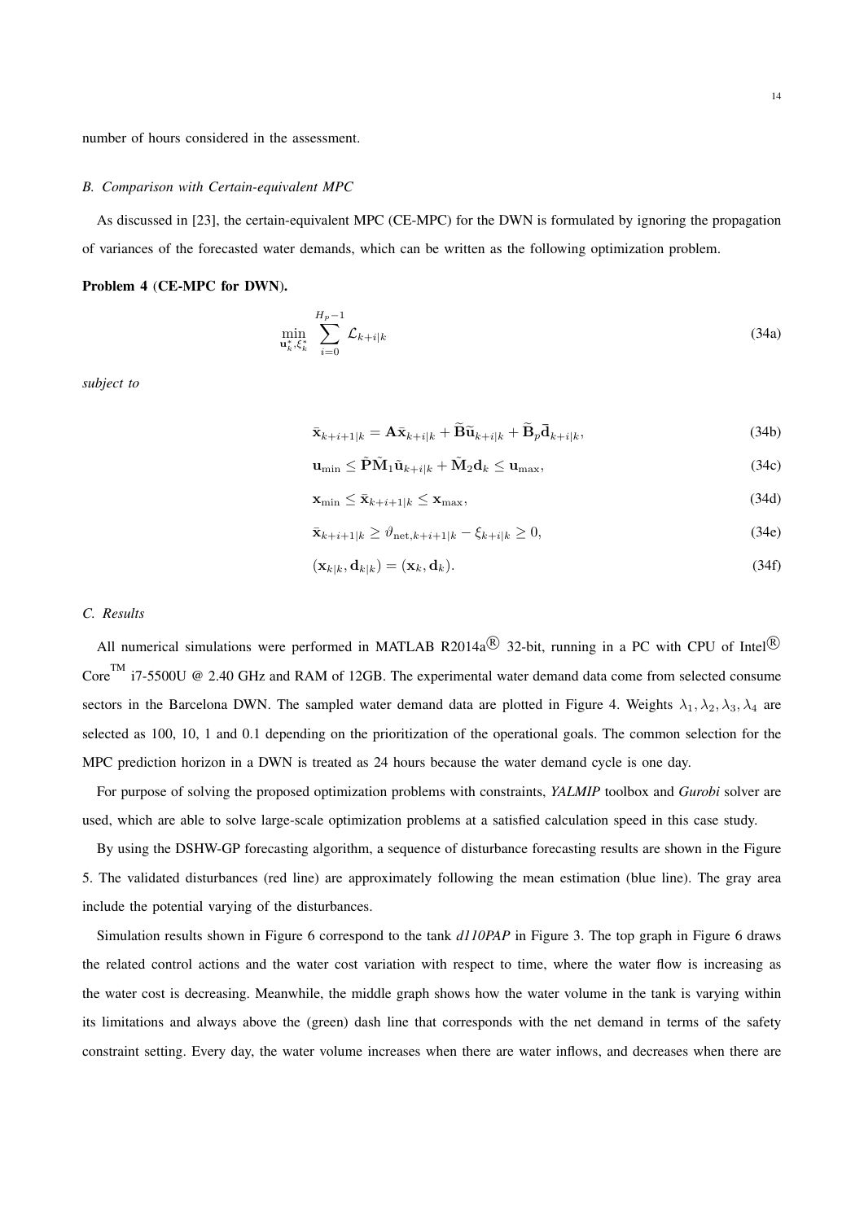number of hours considered in the assessment.

### *B. Comparison with Certain-equivalent MPC*

As discussed in [23], the certain-equivalent MPC (CE-MPC) for the DWN is formulated by ignoring the propagation of variances of the forecasted water demands, which can be written as the following optimization problem.

**Problem 4 (CE-MPC for DWN).**

$$\min_{\mathbf{u}_k^*, \xi_k^*} \sum_{i=0}^{H_p-1} \mathcal{L}_{k+i|k} \tag{34a}$$

*subject to*

$$\bar{\mathbf{x}}_{k+i+1|k} = \mathbf{A}\bar{\mathbf{x}}_{k+i|k} + \widetilde{\mathbf{B}}\widetilde{\mathbf{u}}_{k+i|k} + \widetilde{\mathbf{B}}_p\bar{\mathbf{d}}_{k+i|k}, \tag{34b}$$

$$\mathbf{u}_{\min} \leq \tilde{\mathbf{P}}\tilde{\mathbf{M}}_1\tilde{\mathbf{u}}_{k+i|k} + \tilde{\mathbf{M}}_2\mathbf{d}_k \leq \mathbf{u}_{\max}, \tag{34c}$$

$$\mathbf{x}_{\min} \leq \bar{\mathbf{x}}_{k+i+1|k} \leq \mathbf{x}_{\max}, \tag{34d}$$

$$\bar{\mathbf{x}}_{k+i+1|k} \geq \vartheta_{\mathrm{net},k+i+1|k} - \xi_{k+i|k} \geq 0, \tag{34e}$$

$$(\mathbf{x}_{k|k}, \mathbf{d}_{k|k}) = (\mathbf{x}_k, \mathbf{d}_k). \tag{34f}$$

### *C. Results*

All numerical simulations were performed in MATLAB R2014a® 32-bit, running in a PC with CPU of Intel® Core™ i7-5500U @ 2.40 GHz and RAM of 12GB. The experimental water demand data come from selected consume sectors in the Barcelona DWN. The sampled water demand data are plotted in Figure 4. Weights $\lambda_1, \lambda_2, \lambda_3, \lambda_4$ are selected as 100, 10, 1 and 0.1 depending on the prioritization of the operational goals. The common selection for the MPC prediction horizon in a DWN is treated as 24 hours because the water demand cycle is one day.

For purpose of solving the proposed optimization problems with constraints, ***YALMIP*** toolbox and ***Gurobi*** solver are used, which are able to solve large-scale optimization problems at a satisfied calculation speed in this case study.

By using the DSHW-GP forecasting algorithm, a sequence of disturbance forecasting results are shown in the Figure 5. The validated disturbances (red line) are approximately following the mean estimation (blue line). The gray area include the potential varying of the disturbances.

Simulation results shown in Figure 6 correspond to the tank *d110PAP* in Figure 3. The top graph in Figure 6 draws the related control actions and the water cost variation with respect to time, where the water flow is increasing as the water cost is decreasing. Meanwhile, the middle graph shows how the water volume in the tank is varying within its limitations and always above the (green) dash line that corresponds with the net demand in terms of the safety constraint setting. Every day, the water volume increases when there are water inflows, and decreases when there are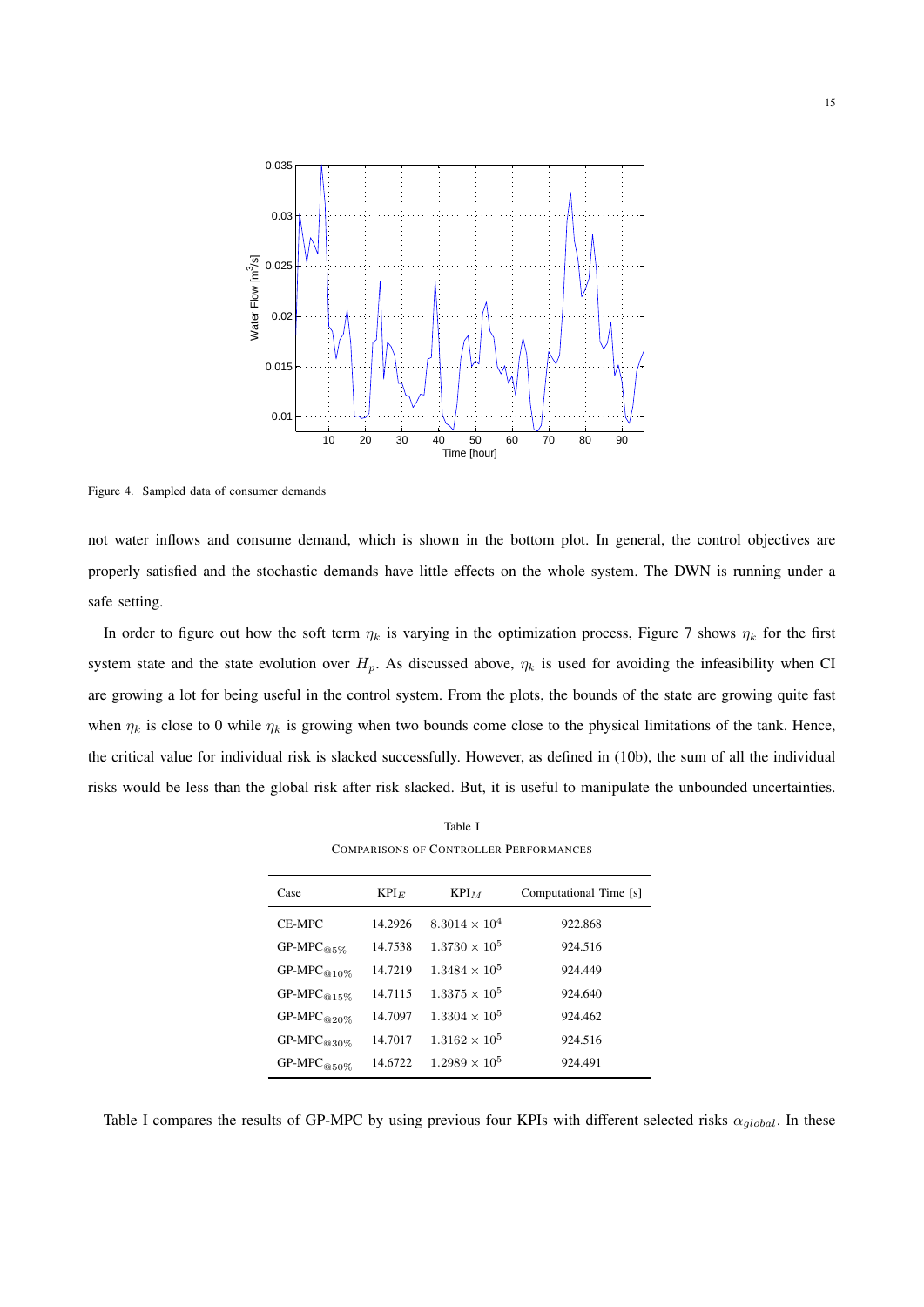Figure 4.  Sampled data of consumer demands

not water inflows and consume demand, which is shown in the bottom plot. In general, the control objectives are properly satisfied and the stochastic demands have little effects on the whole system. The DWN is running under a safe setting.

In order to figure out how the soft term $\eta_k$ is varying in the optimization process, Figure 7 shows $\eta_k$ for the first system state and the state evolution over $H_p$. As discussed above, $\eta_k$ is used for avoiding the infeasibility when CI are growing a lot for being useful in the control system. From the plots, the bounds of the state are growing quite fast when $\eta_k$ is close to 0 while $\eta_k$ is growing when two bounds come close to the physical limitations of the tank. Hence, the critical value for individual risk is slacked successfully. However, as defined in (10b), the sum of all the individual risks would be less than the global risk after risk slacked. But, it is useful to manipulate the unbounded uncertainties.

Table I
COMPARISONS OF CONTROLLER PERFORMANCES

| Case | $\text{KPI}_E$ | $\text{KPI}_M$ | Computational Time [s] |
|---|---|---|---|
| CE-MPC | 14.2926 | $8.3014 \times 10^4$ | 922.868 |
| $\text{GP-MPC}_{@5\%}$ | 14.7538 | $1.3730 \times 10^5$ | 924.516 |
| $\text{GP-MPC}_{@10\%}$ | 14.7219 | $1.3484 \times 10^5$ | 924.449 |
| $\text{GP-MPC}_{@15\%}$ | 14.7115 | $1.3375 \times 10^5$ | 924.640 |
| $\text{GP-MPC}_{@20\%}$ | 14.7097 | $1.3304 \times 10^5$ | 924.462 |
| $\text{GP-MPC}_{@30\%}$ | 14.7017 | $1.3162 \times 10^5$ | 924.516 |
| $\text{GP-MPC}_{@50\%}$ | 14.6722 | $1.2989 \times 10^5$ | 924.491 |

Table I compares the results of GP-MPC by using previous four KPIs with different selected risks $\alpha_{global}$. In these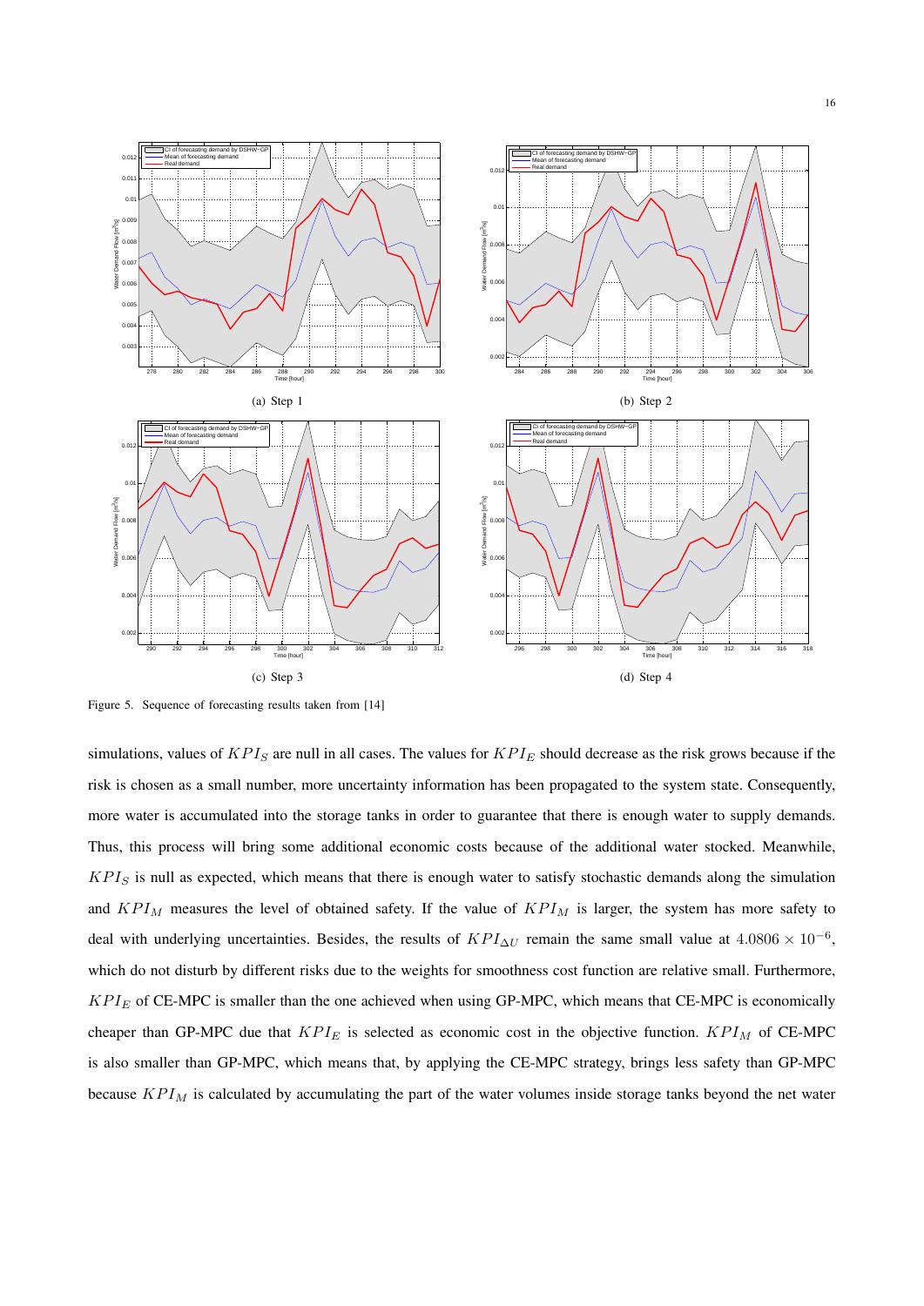(a) Step 1

(b) Step 2

(c) Step 3

(d) Step 4

Figure 5. Sequence of forecasting results taken from [14]

simulations, values of $KPI_S$ are null in all cases. The values for $KPI_E$ should decrease as the risk grows because if the risk is chosen as a small number, more uncertainty information has been propagated to the system state. Consequently, more water is accumulated into the storage tanks in order to guarantee that there is enough water to supply demands. Thus, this process will bring some additional economic costs because of the additional water stocked. Meanwhile, $KPI_S$ is null as expected, which means that there is enough water to satisfy stochastic demands along the simulation and $KPI_M$ measures the level of obtained safety. If the value of $KPI_M$ is larger, the system has more safety to deal with underlying uncertainties. Besides, the results of $KPI_{\Delta U}$ remain the same small value at $4.0806 \times 10^{-6}$, which do not disturb by different risks due to the weights for smoothness cost function are relative small. Furthermore, $KPI_E$ of CE-MPC is smaller than the one achieved when using GP-MPC, which means that CE-MPC is economically cheaper than GP-MPC due that $KPI_E$ is selected as economic cost in the objective function. $KPI_M$ of CE-MPC is also smaller than GP-MPC, which means that, by applying the CE-MPC strategy, brings less safety than GP-MPC because $KPI_M$ is calculated by accumulating the part of the water volumes inside storage tanks beyond the net water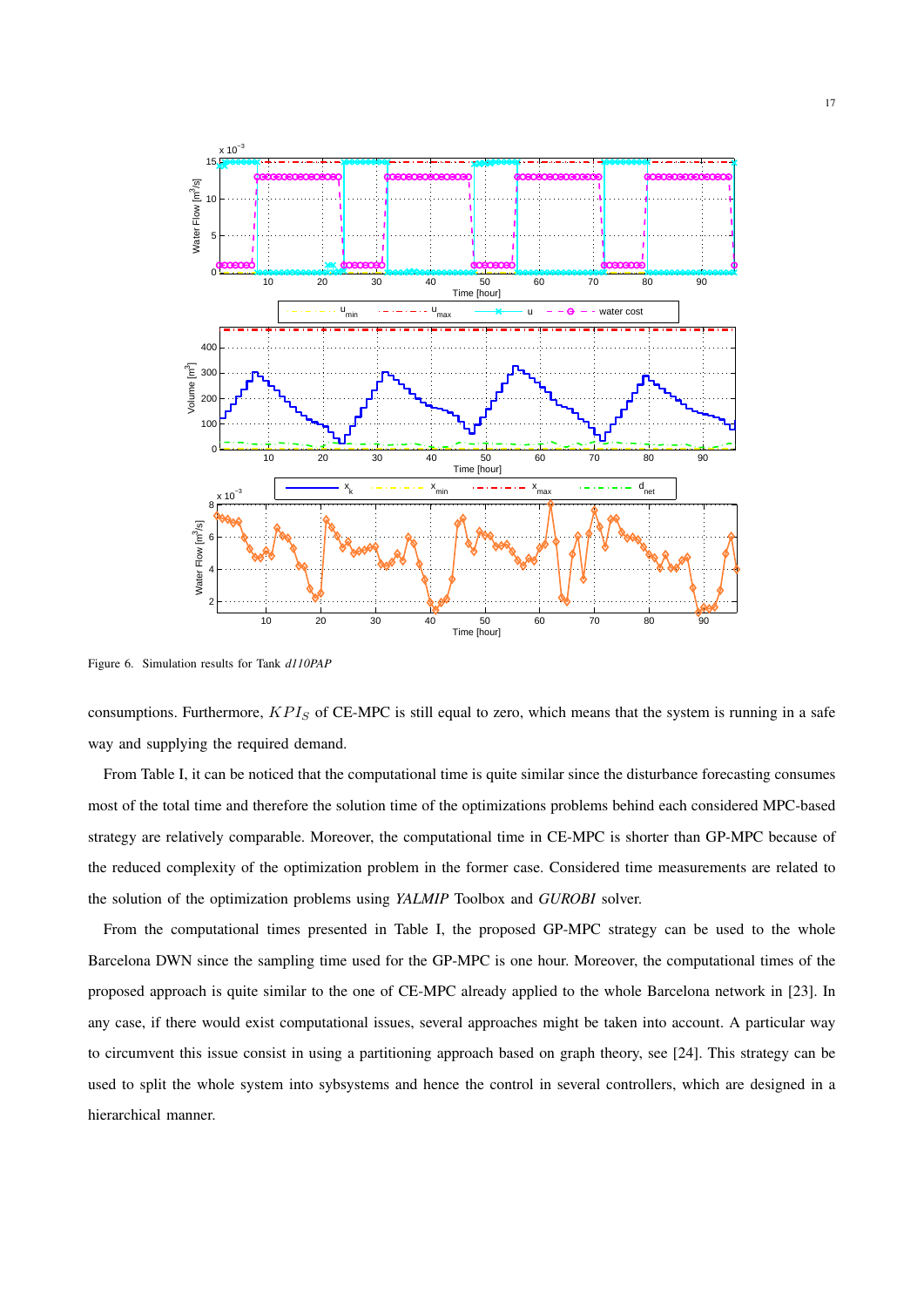Figure 6. Simulation results for Tank *d110PAP*

consumptions. Furthermore, $KPI_S$ of CE-MPC is still equal to zero, which means that the system is running in a safe way and supplying the required demand.

From Table I, it can be noticed that the computational time is quite similar since the disturbance forecasting consumes most of the total time and therefore the solution time of the optimizations problems behind each considered MPC-based strategy are relatively comparable. Moreover, the computational time in CE-MPC is shorter than GP-MPC because of the reduced complexity of the optimization problem in the former case. Considered time measurements are related to the solution of the optimization problems using *YALMIP* Toolbox and *GUROBI* solver.

From the computational times presented in Table I, the proposed GP-MPC strategy can be used to the whole Barcelona DWN since the sampling time used for the GP-MPC is one hour. Moreover, the computational times of the proposed approach is quite similar to the one of CE-MPC already applied to the whole Barcelona network in [23]. In any case, if there would exist computational issues, several approaches might be taken into account. A particular way to circumvent this issue consist in using a partitioning approach based on graph theory, see [24]. This strategy can be used to split the whole system into sybsystems and hence the control in several controllers, which are designed in a hierarchical manner.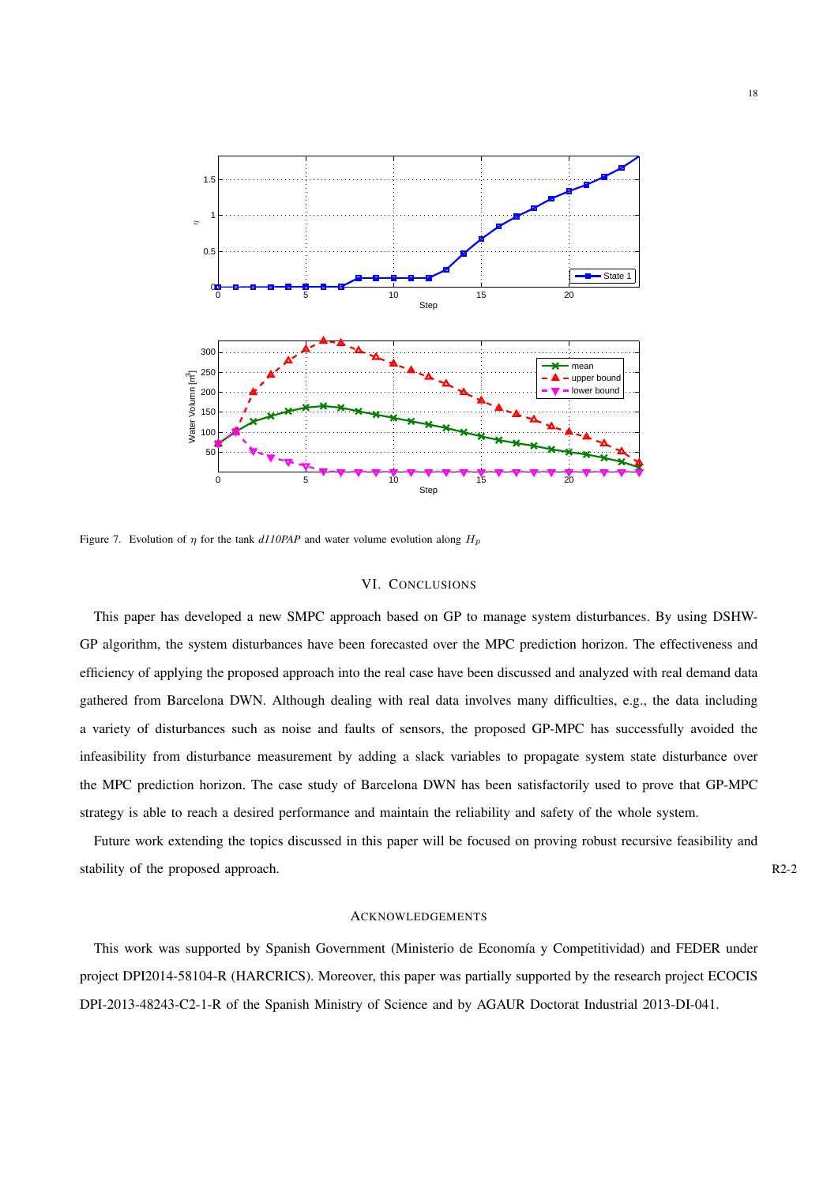Figure 7. Evolution of $\eta$ for the tank *d110PAP* and water volume evolution along $H_p$

## VI. Conclusions

This paper has developed a new SMPC approach based on GP to manage system disturbances. By using DSHW-GP algorithm, the system disturbances have been forecasted over the MPC prediction horizon. The effectiveness and efficiency of applying the proposed approach into the real case have been discussed and analyzed with real demand data gathered from Barcelona DWN. Although dealing with real data involves many difficulties, e.g., the data including a variety of disturbances such as noise and faults of sensors, the proposed GP-MPC has successfully avoided the infeasibility from disturbance measurement by adding a slack variables to propagate system state disturbance over the MPC prediction horizon. The case study of Barcelona DWN has been satisfactorily used to prove that GP-MPC strategy is able to reach a desired performance and maintain the reliability and safety of the whole system.

Future work extending the topics discussed in this paper will be focused on proving robust recursive feasibility and stability of the proposed approach. R2-2

## Acknowledgements

This work was supported by Spanish Government (Ministerio de Economía y Competitividad) and FEDER under project DPI2014-58104-R (HARCRICS). Moreover, this paper was partially supported by the research project ECOCIS DPI-2013-48243-C2-1-R of the Spanish Ministry of Science and by AGAUR Doctorat Industrial 2013-DI-041.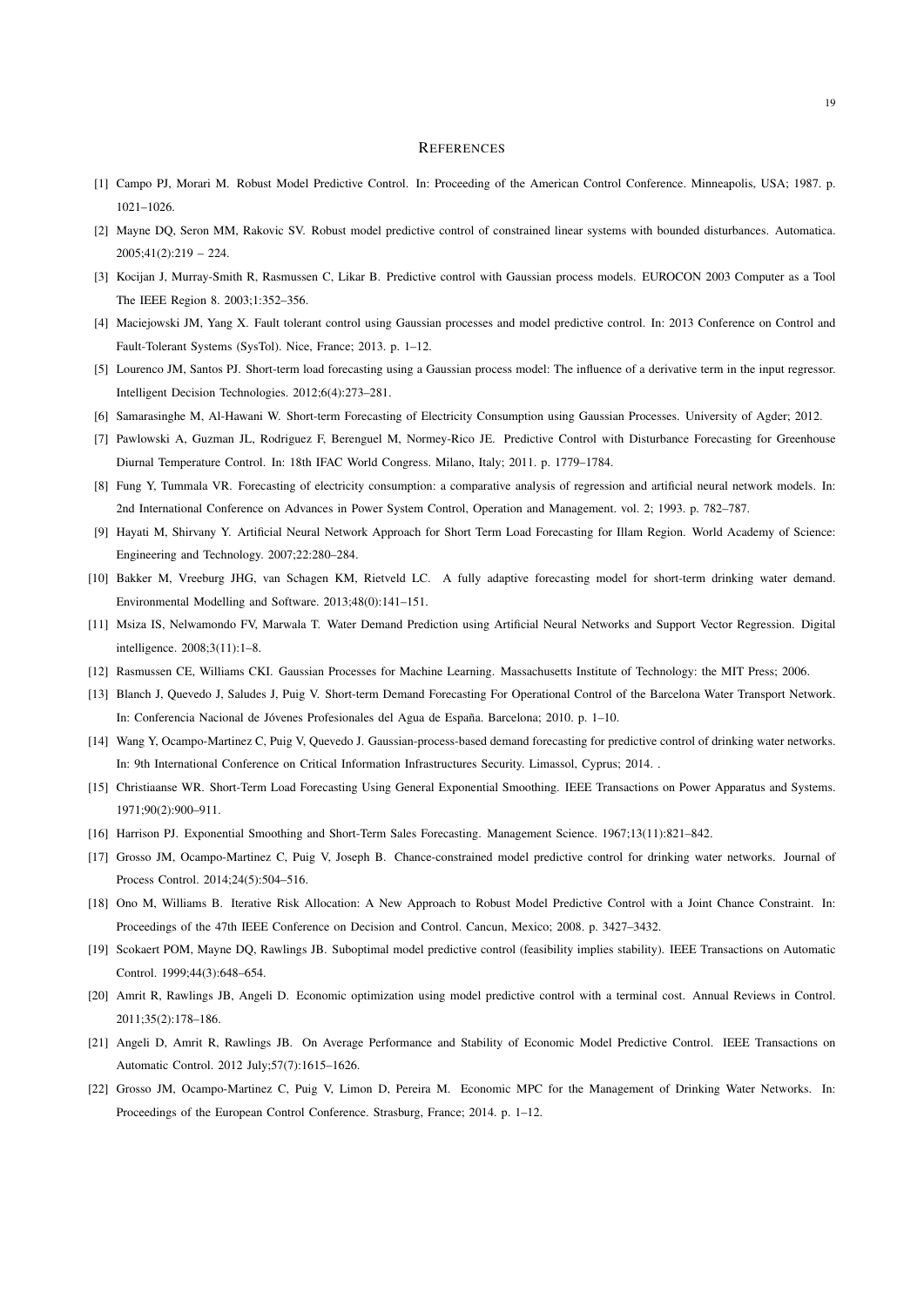# REFERENCES

[1] Campo PJ, Morari M. Robust Model Predictive Control. In: Proceeding of the American Control Conference. Minneapolis, USA; 1987. p. 1021–1026.

[2] Mayne DQ, Seron MM, Rakovic SV. Robust model predictive control of constrained linear systems with bounded disturbances. Automatica. 2005;41(2):219 – 224.

[3] Kocijan J, Murray-Smith R, Rasmussen C, Likar B. Predictive control with Gaussian process models. EUROCON 2003 Computer as a Tool The IEEE Region 8. 2003;1:352–356.

[4] Maciejowski JM, Yang X. Fault tolerant control using Gaussian processes and model predictive control. In: 2013 Conference on Control and Fault-Tolerant Systems (SysTol). Nice, France; 2013. p. 1–12.

[5] Lourenco JM, Santos PJ. Short-term load forecasting using a Gaussian process model: The influence of a derivative term in the input regressor. Intelligent Decision Technologies. 2012;6(4):273–281.

[6] Samarasinghe M, Al-Hawani W. Short-term Forecasting of Electricity Consumption using Gaussian Processes. University of Agder; 2012.

[7] Pawlowski A, Guzman JL, Rodriguez F, Berenguel M, Normey-Rico JE. Predictive Control with Disturbance Forecasting for Greenhouse Diurnal Temperature Control. In: 18th IFAC World Congress. Milano, Italy; 2011. p. 1779–1784.

[8] Fung Y, Tummala VR. Forecasting of electricity consumption: a comparative analysis of regression and artificial neural network models. In: 2nd International Conference on Advances in Power System Control, Operation and Management. vol. 2; 1993. p. 782–787.

[9] Hayati M, Shirvany Y. Artificial Neural Network Approach for Short Term Load Forecasting for Illam Region. World Academy of Science: Engineering and Technology. 2007;22:280–284.

[10] Bakker M, Vreeburg JHG, van Schagen KM, Rietveld LC. A fully adaptive forecasting model for short-term drinking water demand. Environmental Modelling and Software. 2013;48(0):141–151.

[11] Msiza IS, Nelwamondo FV, Marwala T. Water Demand Prediction using Artificial Neural Networks and Support Vector Regression. Digital intelligence. 2008;3(11):1–8.

[12] Rasmussen CE, Williams CKI. Gaussian Processes for Machine Learning. Massachusetts Institute of Technology: the MIT Press; 2006.

[13] Blanch J, Quevedo J, Saludes J, Puig V. Short-term Demand Forecasting For Operational Control of the Barcelona Water Transport Network. In: Conferencia Nacional de Jóvenes Profesionales del Agua de España. Barcelona; 2010. p. 1–10.

[14] Wang Y, Ocampo-Martinez C, Puig V, Quevedo J. Gaussian-process-based demand forecasting for predictive control of drinking water networks. In: 9th International Conference on Critical Information Infrastructures Security. Limassol, Cyprus; 2014. .

[15] Christiaanse WR. Short-Term Load Forecasting Using General Exponential Smoothing. IEEE Transactions on Power Apparatus and Systems. 1971;90(2):900–911.

[16] Harrison PJ. Exponential Smoothing and Short-Term Sales Forecasting. Management Science. 1967;13(11):821–842.

[17] Grosso JM, Ocampo-Martinez C, Puig V, Joseph B. Chance-constrained model predictive control for drinking water networks. Journal of Process Control. 2014;24(5):504–516.

[18] Ono M, Williams B. Iterative Risk Allocation: A New Approach to Robust Model Predictive Control with a Joint Chance Constraint. In: Proceedings of the 47th IEEE Conference on Decision and Control. Cancun, Mexico; 2008. p. 3427–3432.

[19] Scokaert POM, Mayne DQ, Rawlings JB. Suboptimal model predictive control (feasibility implies stability). IEEE Transactions on Automatic Control. 1999;44(3):648–654.

[20] Amrit R, Rawlings JB, Angeli D. Economic optimization using model predictive control with a terminal cost. Annual Reviews in Control. 2011;35(2):178–186.

[21] Angeli D, Amrit R, Rawlings JB. On Average Performance and Stability of Economic Model Predictive Control. IEEE Transactions on Automatic Control. 2012 July;57(7):1615–1626.

[22] Grosso JM, Ocampo-Martinez C, Puig V, Limon D, Pereira M. Economic MPC for the Management of Drinking Water Networks. In: Proceedings of the European Control Conference. Strasburg, France; 2014. p. 1–12.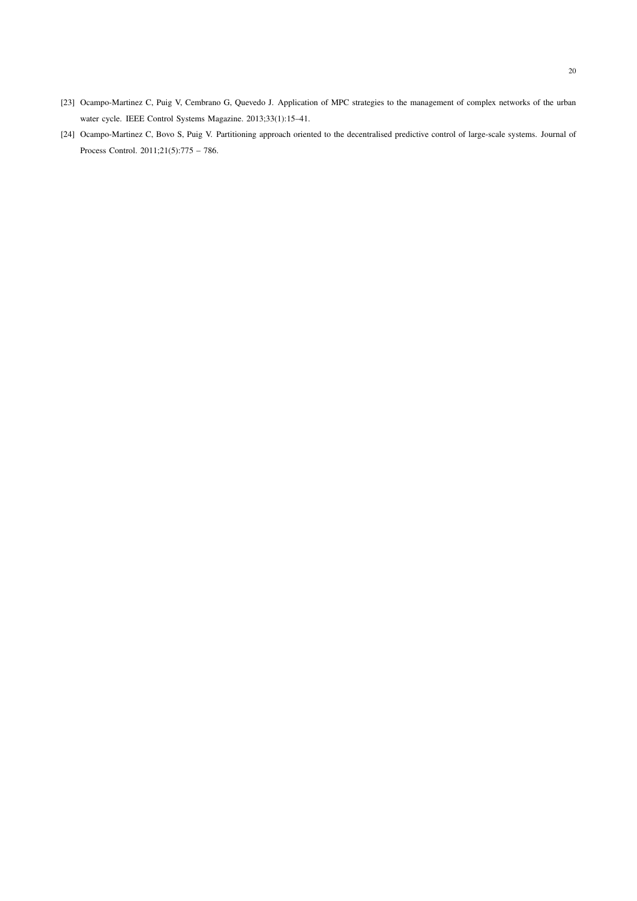[23] Ocampo-Martinez C, Puig V, Cembrano G, Quevedo J. Application of MPC strategies to the management of complex networks of the urban water cycle. IEEE Control Systems Magazine. 2013;33(1):15–41.

[24] Ocampo-Martinez C, Bovo S, Puig V. Partitioning approach oriented to the decentralised predictive control of large-scale systems. Journal of Process Control. 2011;21(5):775 – 786.